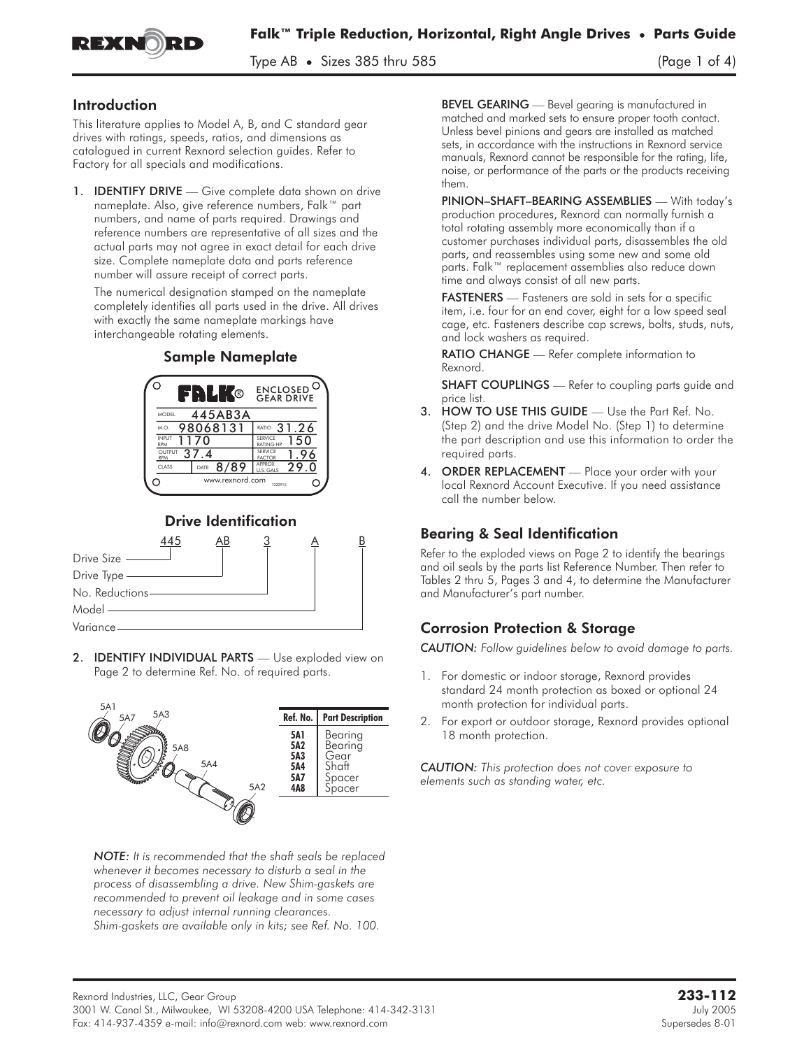# Falk™ Triple Reduction, Horizontal, Right Angle Drives • Parts Guide

Type AB • Sizes 385 thru 585

## Introduction

This literature applies to Model A, B, and C standard gear drives with ratings, speeds, ratios, and dimensions as catalogued in current Rexnord selection guides. Refer to Factory for all specials and modifications.

1. **IDENTIFY DRIVE** — Give complete data shown on drive nameplate. Also, give reference numbers, Falk™ part numbers, and name of parts required. Drawings and reference numbers are representative of all sizes and the actual parts may not agree in exact detail for each drive size. Complete nameplate data and parts reference number will assure receipt of correct parts.

   The numerical designation stamped on the nameplate completely identifies all parts used in the drive. All drives with exactly the same nameplate markings have interchangeable rotating elements.

### Sample Nameplate

FALK® ENCLOSED GEAR DRIVE

| | | | |
|---|---|---|---|
| MODEL | 445AB3A | | |
| M.O. | 98068131 | RATIO | 31.26 |
| INPUT RPM | 1170 | SERVICE RATING HP | 150 |
| OUTPUT RPM | 37.4 | SERVICE FACTOR | 1.96 |
| CLASS | DATE 8/89 | APPROX U.S. GALS | 29.0 |

www.rexnord.com

### Drive Identification

| 445 | AB | 3 | A | B |
|---|---|---|---|---|
| Drive Size | Drive Type | No. Reductions | Model | Variance |

2. **IDENTIFY INDIVIDUAL PARTS** — Use exploded view on Page 2 to determine Ref. No. of required parts.

| Ref. No. | Part Description |
|---|---|
| 5A1 | Bearing |
| 5A2 | Bearing |
| 5A3 | Gear |
| 5A4 | Shaft |
| 5A7 | Spacer |
| 4A8 | Spacer |

*NOTE: It is recommended that the shaft seals be replaced whenever it becomes necessary to disturb a seal in the process of disassembling a drive. New Shim-gaskets are recommended to prevent oil leakage and in some cases necessary to adjust internal running clearances. Shim-gaskets are available only in kits; see Ref. No. 100.*

**BEVEL GEARING** — Bevel gearing is manufactured in matched and marked sets to ensure proper tooth contact. Unless bevel pinions and gears are installed as matched sets, in accordance with the instructions in Rexnord service manuals, Rexnord cannot be responsible for the rating, life, noise, or performance of the parts or the products receiving them.

**PINION–SHAFT–BEARING ASSEMBLIES** — With today's production procedures, Rexnord can normally furnish a total rotating assembly more economically than if a customer purchases individual parts, disassembles the old parts, and reassembles using some new and some old parts. Falk™ replacement assemblies also reduce down time and always consist of all new parts.

**FASTENERS** — Fasteners are sold in sets for a specific item, i.e. four for an end cover, eight for a low speed seal cage, etc. Fasteners describe cap screws, bolts, studs, nuts, and lock washers as required.

**RATIO CHANGE** — Refer complete information to Rexnord.

**SHAFT COUPLINGS** — Refer to coupling parts guide and price list.

3. **HOW TO USE THIS GUIDE** — Use the Part Ref. No. (Step 2) and the drive Model No. (Step 1) to determine the part description and use this information to order the required parts.

4. **ORDER REPLACEMENT** — Place your order with your local Rexnord Account Executive. If you need assistance call the number below.

## Bearing & Seal Identification

Refer to the exploded views on Page 2 to identify the bearings and oil seals by the parts list Reference Number. Then refer to Tables 2 thru 5, Pages 3 and 4, to determine the Manufacturer and Manufacturer's part number.

## Corrosion Protection & Storage

*CAUTION: Follow guidelines below to avoid damage to parts.*

1. For domestic or indoor storage, Rexnord provides standard 24 month protection as boxed or optional 24 month protection for individual parts.
2. For export or outdoor storage, Rexnord provides optional 18 month protection.

*CAUTION: This protection does not cover exposure to elements such as standing water, etc.*

Rexnord Industries, LLC, Gear Group
3001 W. Canal St., Milwaukee, WI 53208-4200 USA Telephone: 414-342-3131
Fax: 414-937-4359 e-mail: info@rexnord.com web: www.rexnord.com

**233-112**
July 2005
Supersedes 8-01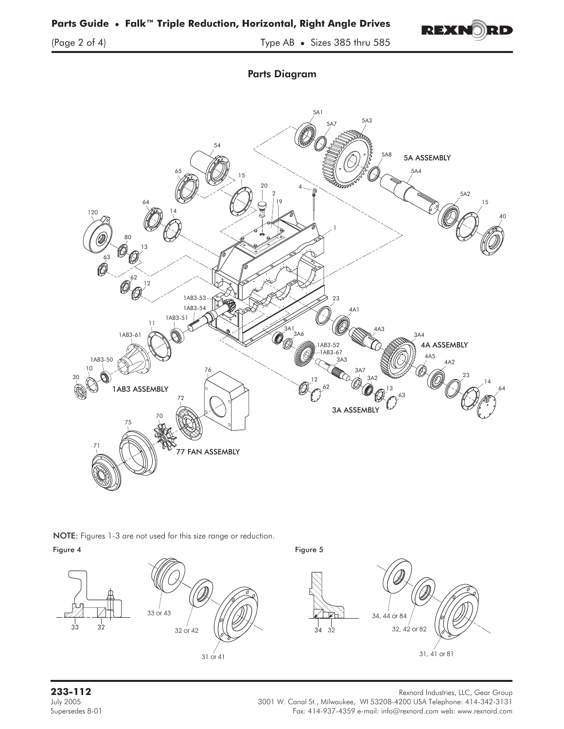## Parts Diagram

NOTE: Figures 1-3 are not used for this size range or reduction.

Figure 4

Figure 5

**233-112**
July 2005
Supersedes 8-01

Rexnord Industries, LLC, Gear Group
3001 W. Canal St., Milwaukee, WI 53208-4200 USA Telephone: 414-342-3131
Fax: 414-937-4359 e-mail: info@rexnord.com web: www.rexnord.com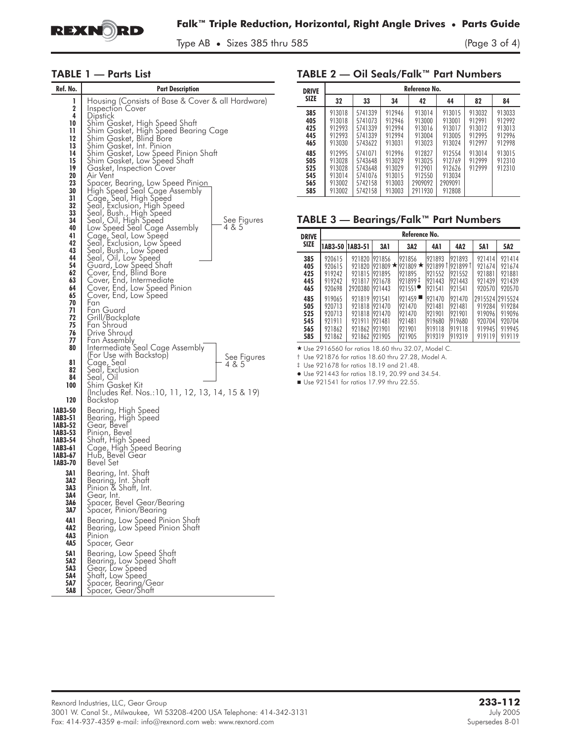## TABLE 1 — Parts List

| Ref. No. | Part Description |
|---|---|
| 1 | Housing (Consists of Base & Cover & all Hardware) |
| 2 | Inspection Cover |
| 4 | Dipstick |
| 10 | Shim Gasket, High Speed Shaft |
| 11 | Shim Gasket, High Speed Bearing Cage |
| 12 | Shim Gasket, Blind Bore |
| 13 | Shim Gasket, Int. Pinion |
| 14 | Shim Gasket, Low Speed Pinion Shaft |
| 15 | Shim Gasket, Low Speed Shaft |
| 19 | Gasket, Inspection Cover |
| 20 | Air Vent |
| 23 | Spacer, Bearing, Low Speed Pinion |
| 30 | High Speed Seal Cage Assembly (See Figures 4 & 5) |
| 31 | Cage, Seal, High Speed (See Figures 4 & 5) |
| 32 | Seal, Exclusion, High Speed (See Figures 4 & 5) |
| 33 | Seal, Bush., High Speed (See Figures 4 & 5) |
| 34 | Seal, Oil, High Speed (See Figures 4 & 5) |
| 40 | Low Speed Seal Cage Assembly (See Figures 4 & 5) |
| 41 | Cage, Seal, Low Speed (See Figures 4 & 5) |
| 42 | Seal, Exclusion, Low Speed (See Figures 4 & 5) |
| 43 | Seal, Bush., Low Speed (See Figures 4 & 5) |
| 44 | Seal, Oil, Low Speed (See Figures 4 & 5) |
| 54 | Guard, Low Speed Shaft |
| 62 | Cover, End, Blind Bore |
| 63 | Cover, End, Intermediate |
| 64 | Cover, End, Low Speed Pinion |
| 65 | Cover, End, Low Speed |
| 70 | Fan |
| 71 | Fan Guard |
| 72 | Grill/Backplate |
| 75 | Fan Shroud |
| 76 | Drive Shroud |
| 77 | Fan Assembly |
| 80 | Intermediate Seal Cage Assembly (For Use with Backstop) (See Figures 4 & 5) |
| 81 | Cage, Seal (See Figures 4 & 5) |
| 82 | Seal, Exclusion (See Figures 4 & 5) |
| 84 | Seal, Oil (See Figures 4 & 5) |
| 100 | Shim Gasket Kit (Includes Ref. Nos.:10, 11, 12, 13, 14, 15 & 19) |
| 120 | Backstop |
| 1AB3-50 | Bearing, High Speed |
| 1AB3-51 | Bearing, High Speed |
| 1AB3-52 | Gear, Bevel |
| 1AB3-53 | Pinion, Bevel |
| 1AB3-54 | Shaft, High Speed |
| 1AB3-61 | Cage, High Speed Bearing |
| 1AB3-67 | Hub, Bevel Gear |
| 1AB3-70 | Bevel Set |
| 3A1 | Bearing, Int. Shaft |
| 3A2 | Bearing, Int. Shaft |
| 3A3 | Pinion & Shaft, Int. |
| 3A4 | Gear, Int. |
| 3A6 | Spacer, Bevel Gear/Bearing |
| 3A7 | Spacer, Pinion/Bearing |
| 4A1 | Bearing, Low Speed Pinion Shaft |
| 4A2 | Bearing, Low Speed Pinion Shaft |
| 4A3 | Pinion |
| 4A5 | Spacer, Gear |
| 5A1 | Bearing, Low Speed Shaft |
| 5A2 | Bearing, Low Speed Shaft |
| 5A3 | Gear, Low Speed |
| 5A4 | Shaft, Low Speed |
| 5A7 | Spacer, Bearing/Gear |
| 5A8 | Spacer, Gear/Shaft |

## TABLE 2 — Oil Seals/Falk™ Part Numbers

| DRIVE SIZE | Reference No. | | | | | | |
|---|---|---|---|---|---|---|---|
| | 32 | 33 | 34 | 42 | 44 | 82 | 84 |
| 385 | 913018 | 5741339 | 912946 | 913014 | 913015 | 913032 | 913033 |
| 405 | 913018 | 5741073 | 912946 | 913000 | 913001 | 912991 | 912992 |
| 425 | 912993 | 5741339 | 912994 | 913016 | 913017 | 913012 | 913013 |
| 445 | 912993 | 5741339 | 912994 | 913004 | 913005 | 912995 | 912996 |
| 465 | 913030 | 5743622 | 913031 | 913023 | 913024 | 912997 | 912998 |
| 485 | 912995 | 5741071 | 912996 | 912827 | 912554 | 913014 | 913015 |
| 505 | 913028 | 5743648 | 913029 | 913025 | 912769 | 912999 | 912310 |
| 525 | 913028 | 5743648 | 913029 | 912901 | 912626 | 912999 | 912310 |
| 545 | 913014 | 5741076 | 913015 | 912550 | 913034 | | |
| 565 | 913002 | 5742158 | 913003 | 2909092 | 2909091 | | |
| 585 | 913002 | 5742158 | 913003 | 2911930 | 912808 | | |

## TABLE 3 — Bearings/Falk™ Part Numbers

| DRIVE SIZE | Reference No. | | | | | | | |
|---|---|---|---|---|---|---|---|---|
| | 1AB3-50 | 1AB3-51 | 3A1 | 3A2 | 4A1 | 4A2 | 5A1 | 5A2 |
| 385 | 920615 | 921820 | 921856 | 921856 | 921893 | 921893 | 921414 | 921414 |
| 405 | 920615 | 921820 | 921809 ★ | 921809 ★ | 921899 † | 921899 † | 921674 | 921674 |
| 425 | 919242 | 921815 | 921895 | 921895 | 921552 | 921552 | 921881 | 921881 |
| 445 | 919242 | 921817 | 921678 | 921899 ‡ | 921443 | 921443 | 921439 | 921439 |
| 465 | 920698 | 2920380 | 921443 | 921551 ● | 921541 | 921541 | 920570 | 920570 |
| 485 | 919065 | 921819 | 921541 | 921459 ■ | 921470 | 921470 | 2915524 | 2915524 |
| 505 | 920713 | 921818 | 921470 | 921470 | 921481 | 921481 | 919284 | 919284 |
| 525 | 920713 | 921818 | 921470 | 921470 | 921901 | 921901 | 919096 | 919096 |
| 545 | 921911 | 921911 | 921481 | 921481 | 919680 | 919680 | 920704 | 920704 |
| 565 | 921862 | 921862 | 921901 | 921901 | 919118 | 919118 | 919945 | 919945 |
| 585 | 921862 | 921862 | 921905 | 921905 | 919319 | 919319 | 919119 | 919119 |

★ Use 2916560 for ratios 18.60 thru 32.07, Model C.
† Use 921876 for ratios 18.60 thru 27.28, Model A.
‡ Use 921678 for ratios 18.19 and 21.48.
● Use 921443 for ratios 18.19, 20.99 and 34.54.
■ Use 921541 for ratios 17.99 thru 22.55.

Rexnord Industries, LLC, Gear Group
3001 W. Canal St., Milwaukee, WI 53208-4200 USA Telephone: 414-342-3131
Fax: 414-937-4359 e-mail: info@rexnord.com web: www.rexnord.com

**233-112**
July 2005
Supersedes 8-01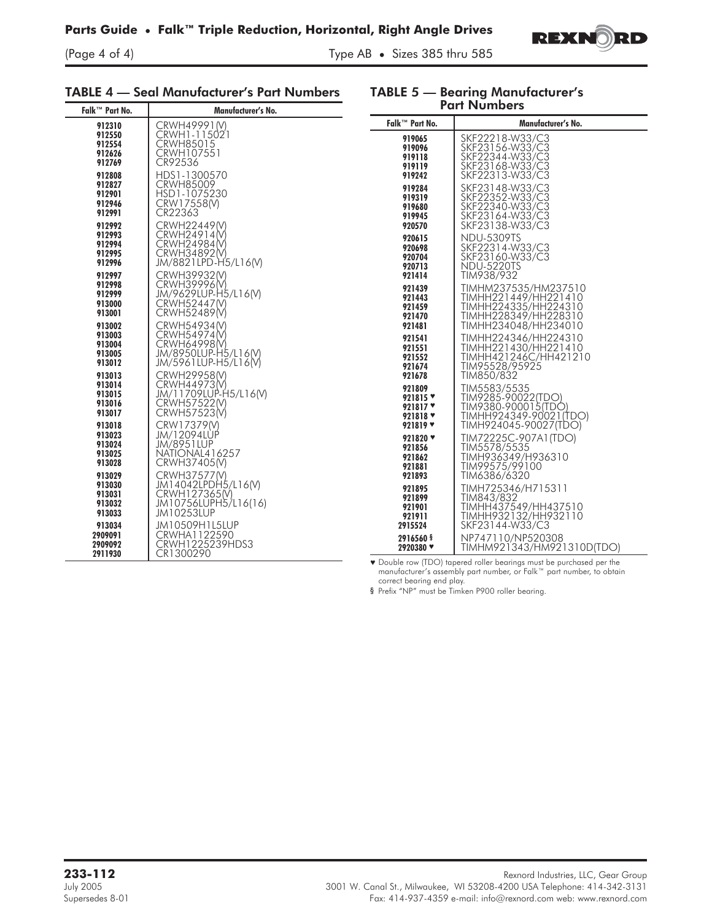## TABLE 4 — Seal Manufacturer's Part Numbers

| Falk™ Part No. | Manufacturer's No. |
|---|---|
| 912310 | CRWH49991(V) |
| 912550 | CRWH1-115021 |
| 912554 | CRWH85015 |
| 912626 | CRWH107551 |
| 912769 | CR92536 |
| 912808 | HDS1-1300570 |
| 912827 | CRWH85009 |
| 912901 | HSD1-1075230 |
| 912946 | CRW17558(V) |
| 912991 | CR22363 |
| 912992 | CRWH22449(V) |
| 912993 | CRWH24914(V) |
| 912994 | CRWH24984(V) |
| 912995 | CRWH34892(V) |
| 912996 | JM/8821LPD-H5/L16(V) |
| 912997 | CRWH39932(V) |
| 912998 | CRWH39996(V) |
| 912999 | JM/9629LUP-H5/L16(V) |
| 913000 | CRWH52447(V) |
| 913001 | CRWH52489(V) |
| 913002 | CRWH54934(V) |
| 913003 | CRWH54974(V) |
| 913004 | CRWH64998(V) |
| 913005 | JM/8950LUP-H5/L16(V) |
| 913012 | JM/5961LUP-H5/L16(V) |
| 913013 | CRWH29958(V) |
| 913014 | CRWH44973(V) |
| 913015 | JM/11709LUP-H5/L16(V) |
| 913016 | CRWH57522(V) |
| 913017 | CRWH57523(V) |
| 913018 | CRW17379(V) |
| 913023 | JM/12094LUP |
| 913024 | JM/8951LUP |
| 913025 | NATIONAL416257 |
| 913028 | CRWH37405(V) |
| 913029 | CRWH37577(V) |
| 913030 | JM14042LPDH5/L16(V) |
| 913031 | CRWH127365(V) |
| 913032 | JM10756LUPH5/L16(16) |
| 913033 | JM10253LUP |
| 913034 | JM10509H1L5LUP |
| 2909091 | CRWHA1122590 |
| 2909092 | CRWH1225239HDS3 |
| 2911930 | CR1300290 |

## TABLE 5 — Bearing Manufacturer's Part Numbers

| Falk™ Part No. | Manufacturer's No. |
|---|---|
| 919065 | SKF22218-W33/C3 |
| 919096 | SKF23156-W33/C3 |
| 919118 | SKF22344-W33/C3 |
| 919119 | SKF23168-W33/C3 |
| 919242 | SKF22313-W33/C3 |
| 919284 | SKF23148-W33/C3 |
| 919319 | SKF22352-W33/C3 |
| 919680 | SKF22340-W33/C3 |
| 919945 | SKF23164-W33/C3 |
| 920570 | SKF23138-W33/C3 |
| 920615 | NDU-5309TS |
| 920698 | SKF22314-W33/C3 |
| 920704 | SKF23160-W33/C3 |
| 920713 | NDU-5220TS |
| 921414 | TIM938/932 |
| 921439 | TIMHM237535/HM237510 |
| 921443 | TIMHH221449/HH221410 |
| 921459 | TIMHH224335/HH224310 |
| 921470 | TIMHH228349/HH228310 |
| 921481 | TIMHH234048/HH234010 |
| 921541 | TIMHH224346/HH224310 |
| 921551 | TIMHH221430/HH221410 |
| 921552 | TIMHH421246C/HH421210 |
| 921674 | TIM95528/95925 |
| 921678 | TIM850/832 |
| 921809 | TIM5583/5535 |
| 921815 ♥ | TIM9285-90022(TDO) |
| 921817 ♥ | TIM9380-900015(TDO) |
| 921818 ♥ | TIMHH924349-90021(TDO) |
| 921819 ♥ | TIMH924045-90027(TDO) |
| 921820 ♥ | TIM72225C-907A1(TDO) |
| 921856 | TIM5578/5535 |
| 921862 | TIMH936349/H936310 |
| 921881 | TIM99575/99100 |
| 921893 | TIM6386/6320 |
| 921895 | TIMH725346/H715311 |
| 921899 | TIM843/832 |
| 921901 | TIMHH437549/HH437510 |
| 921911 | TIMHH932132/HH932110 |
| 2915524 | SKF23144-W33/C3 |
| 2916560 § | NP747110/NP520308 |
| 2920380 ♥ | TIMHM921343/HM921310D(TDO) |

♥ Double row (TDO) tapered roller bearings must be purchased per the manufacturer's assembly part number, or Falk™ part number, to obtain correct bearing end play.

§ Prefix "NP" must be Timken P900 roller bearing.

**233-112**
July 2005
Supersedes 8-01

Rexnord Industries, LLC, Gear Group
3001 W. Canal St., Milwaukee, WI 53208-4200 USA Telephone: 414-342-3131
Fax: 414-937-4359 e-mail: info@rexnord.com web: www.rexnord.com